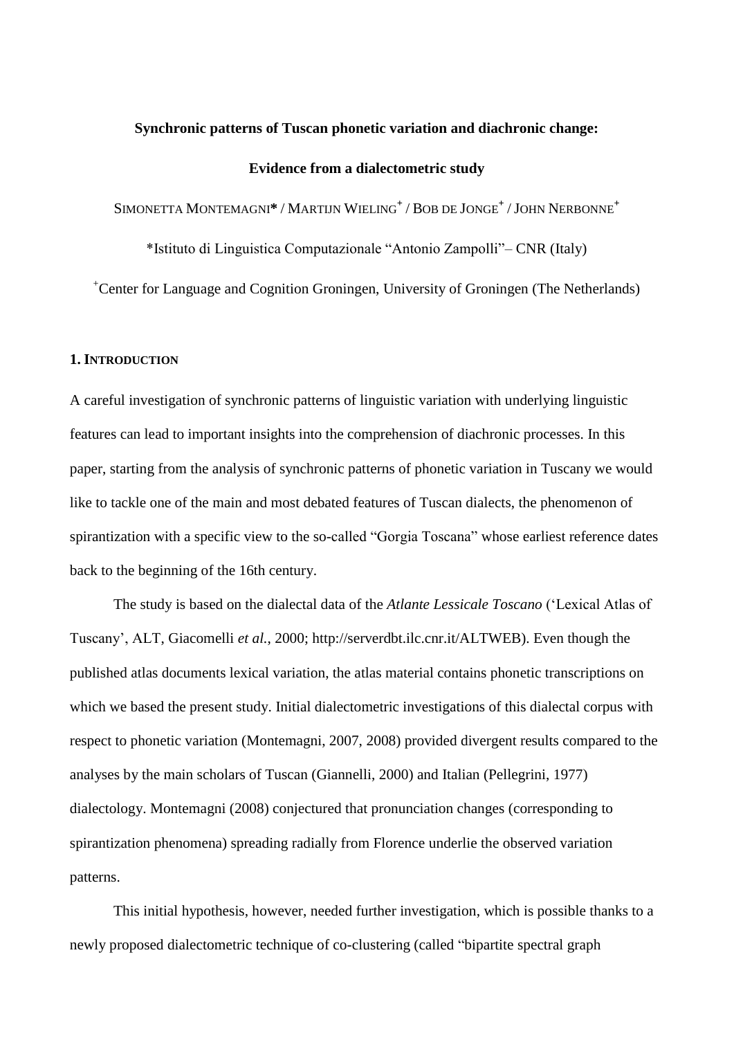**Synchronic patterns of Tuscan phonetic variation and diachronic change:**

**Evidence from a dialectometric study**

SIMONETTA MONTEMAGNI* / MARTIJN WIELING[+] / BOB DE JONGE[+] / JOHN NERBONNE[+]

*Istituto di Linguistica Computazionale "Antonio Zampolli"– CNR (Italy)

[+]Center for Language and Cognition Groningen, University of Groningen (The Netherlands)

## 1. INTRODUCTION

A careful investigation of synchronic patterns of linguistic variation with underlying linguistic features can lead to important insights into the comprehension of diachronic processes. In this paper, starting from the analysis of synchronic patterns of phonetic variation in Tuscany we would like to tackle one of the main and most debated features of Tuscan dialects, the phenomenon of spirantization with a specific view to the so-called "Gorgia Toscana" whose earliest reference dates back to the beginning of the 16th century.

The study is based on the dialectal data of the *Atlante Lessicale Toscano* ('Lexical Atlas of Tuscany', ALT, Giacomelli *et al.*, 2000; http://serverdbt.ilc.cnr.it/ALTWEB). Even though the published atlas documents lexical variation, the atlas material contains phonetic transcriptions on which we based the present study. Initial dialectometric investigations of this dialectal corpus with respect to phonetic variation (Montemagni, 2007, 2008) provided divergent results compared to the analyses by the main scholars of Tuscan (Giannelli, 2000) and Italian (Pellegrini, 1977) dialectology. Montemagni (2008) conjectured that pronunciation changes (corresponding to spirantization phenomena) spreading radially from Florence underlie the observed variation patterns.

This initial hypothesis, however, needed further investigation, which is possible thanks to a newly proposed dialectometric technique of co-clustering (called "bipartite spectral graph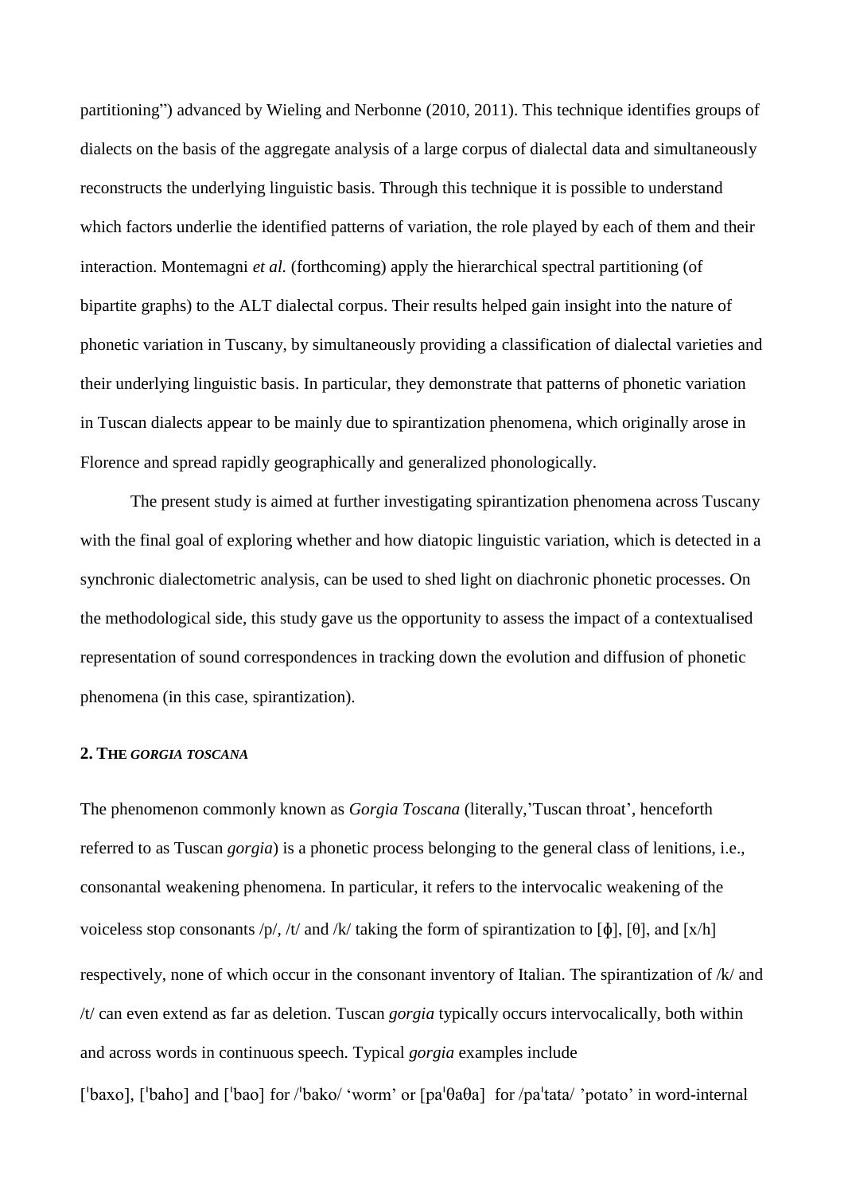partitioning") advanced by Wieling and Nerbonne (2010, 2011). This technique identifies groups of dialects on the basis of the aggregate analysis of a large corpus of dialectal data and simultaneously reconstructs the underlying linguistic basis. Through this technique it is possible to understand which factors underlie the identified patterns of variation, the role played by each of them and their interaction. Montemagni *et al.* (forthcoming) apply the hierarchical spectral partitioning (of bipartite graphs) to the ALT dialectal corpus. Their results helped gain insight into the nature of phonetic variation in Tuscany, by simultaneously providing a classification of dialectal varieties and their underlying linguistic basis. In particular, they demonstrate that patterns of phonetic variation in Tuscan dialects appear to be mainly due to spirantization phenomena, which originally arose in Florence and spread rapidly geographically and generalized phonologically.

The present study is aimed at further investigating spirantization phenomena across Tuscany with the final goal of exploring whether and how diatopic linguistic variation, which is detected in a synchronic dialectometric analysis, can be used to shed light on diachronic phonetic processes. On the methodological side, this study gave us the opportunity to assess the impact of a contextualised representation of sound correspondences in tracking down the evolution and diffusion of phonetic phenomena (in this case, spirantization).

## 2. THE *GORGIA TOSCANA*

The phenomenon commonly known as *Gorgia Toscana* (literally,'Tuscan throat', henceforth referred to as Tuscan *gorgia*) is a phonetic process belonging to the general class of lenitions, i.e., consonantal weakening phenomena. In particular, it refers to the intervocalic weakening of the voiceless stop consonants /p/, /t/ and /k/ taking the form of spirantization to [ɸ], [θ], and [x/h] respectively, none of which occur in the consonant inventory of Italian. The spirantization of /k/ and /t/ can even extend as far as deletion. Tuscan *gorgia* typically occurs intervocalically, both within and across words in continuous speech. Typical *gorgia* examples include ['baxo], ['baho] and ['bao] for /'bako/ 'worm' or [pa'θaθa] for /pa'tata/ 'potato' in word-internal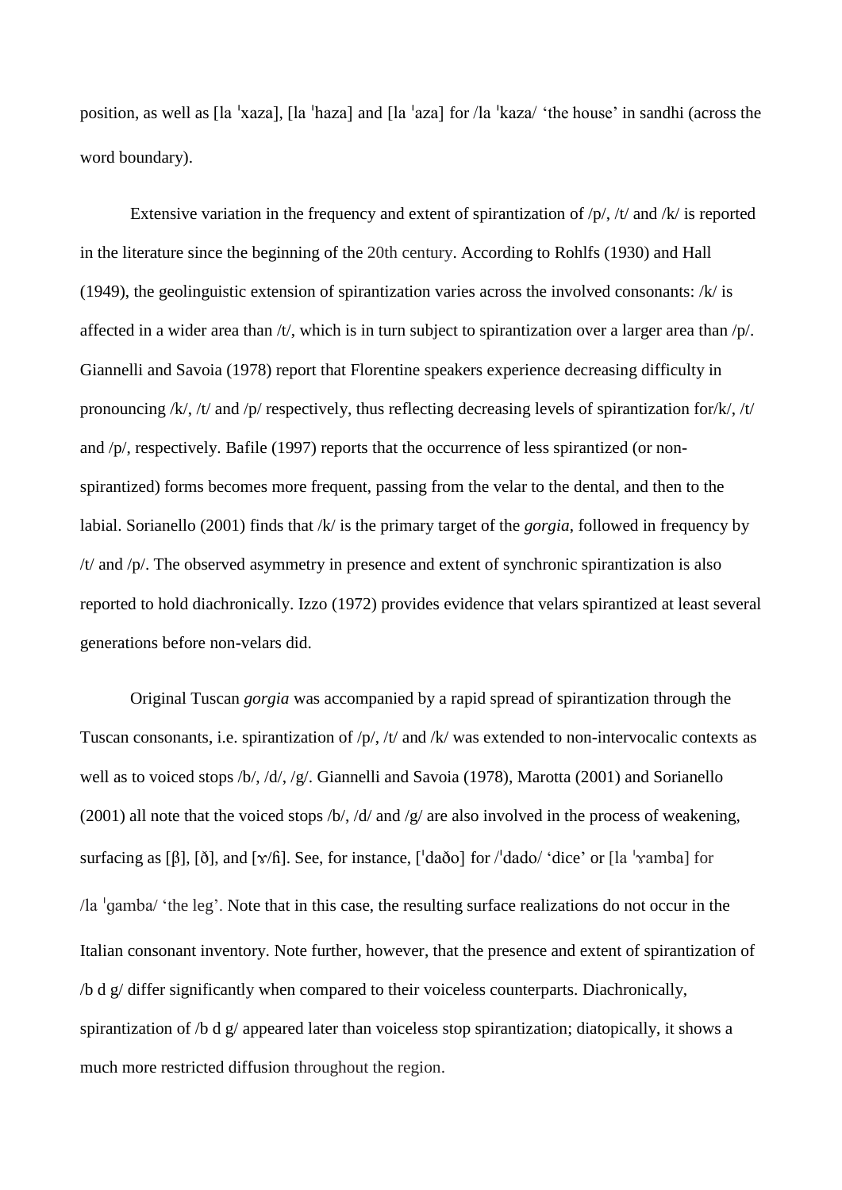position, as well as [la ˈxaza], [la ˈhaza] and [la ˈaza] for /la ˈkaza/ 'the house' in sandhi (across the word boundary).

Extensive variation in the frequency and extent of spirantization of /p/, /t/ and /k/ is reported in the literature since the beginning of the 20th century. According to Rohlfs (1930) and Hall (1949), the geolinguistic extension of spirantization varies across the involved consonants: /k/ is affected in a wider area than /t/, which is in turn subject to spirantization over a larger area than /p/. Giannelli and Savoia (1978) report that Florentine speakers experience decreasing difficulty in pronouncing /k/, /t/ and /p/ respectively, thus reflecting decreasing levels of spirantization for/k/, /t/ and /p/, respectively. Bafile (1997) reports that the occurrence of less spirantized (or non-spirantized) forms becomes more frequent, passing from the velar to the dental, and then to the labial. Sorianello (2001) finds that /k/ is the primary target of the *gorgia*, followed in frequency by /t/ and /p/. The observed asymmetry in presence and extent of synchronic spirantization is also reported to hold diachronically. Izzo (1972) provides evidence that velars spirantized at least several generations before non-velars did.

Original Tuscan *gorgia* was accompanied by a rapid spread of spirantization through the Tuscan consonants, i.e. spirantization of /p/, /t/ and /k/ was extended to non-intervocalic contexts as well as to voiced stops /b/, /d/, /g/. Giannelli and Savoia (1978), Marotta (2001) and Sorianello (2001) all note that the voiced stops /b/, /d/ and /g/ are also involved in the process of weakening, surfacing as [β], [ð], and [ɣ/ɦ]. See, for instance, [ˈdaðo] for /ˈdado/ 'dice' or [la ˈɣamba] for /la ˈgamba/ 'the leg'. Note that in this case, the resulting surface realizations do not occur in the Italian consonant inventory. Note further, however, that the presence and extent of spirantization of /b d g/ differ significantly when compared to their voiceless counterparts. Diachronically, spirantization of /b d g/ appeared later than voiceless stop spirantization; diatopically, it shows a much more restricted diffusion throughout the region.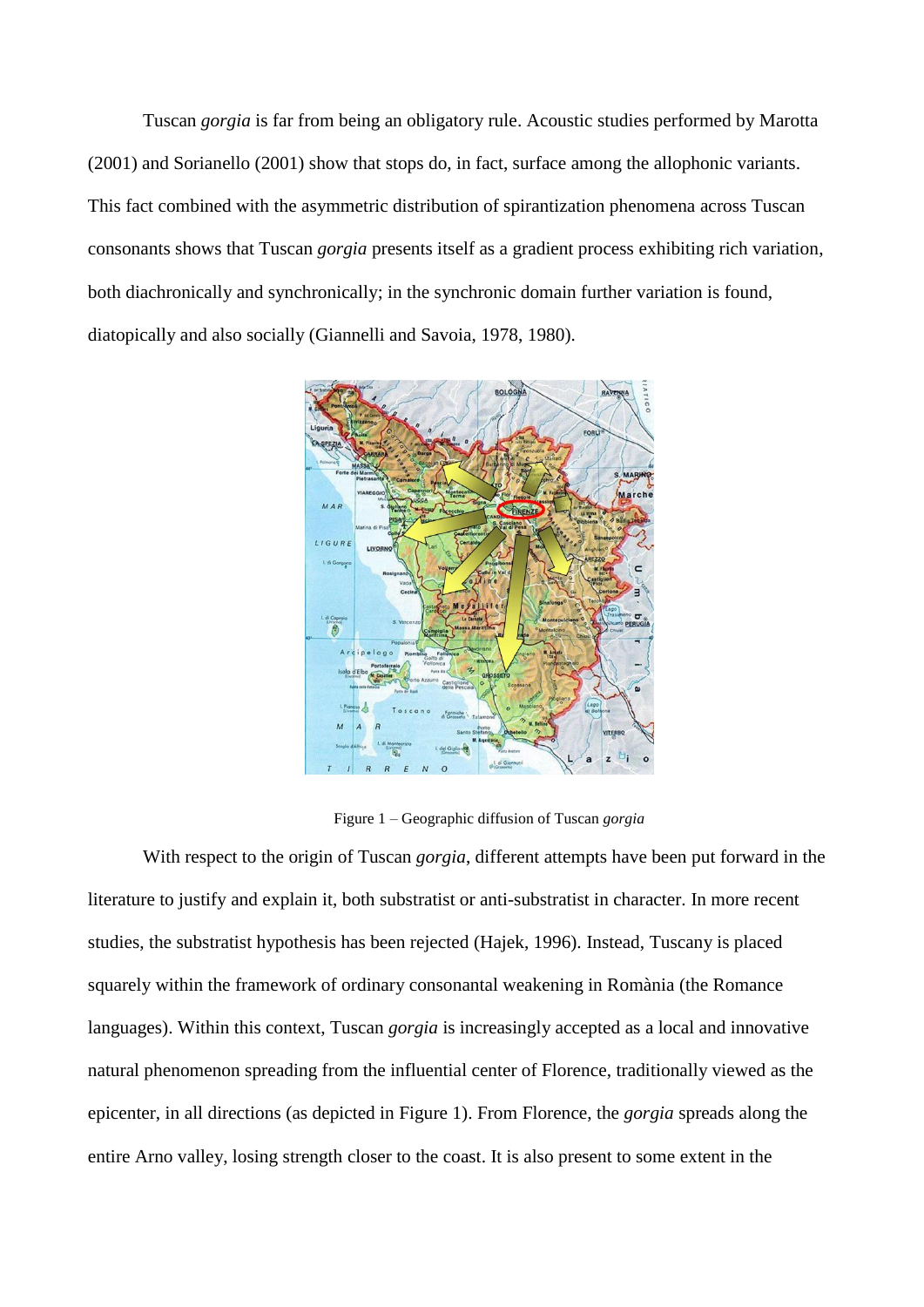Tuscan *gorgia* is far from being an obligatory rule. Acoustic studies performed by Marotta (2001) and Sorianello (2001) show that stops do, in fact, surface among the allophonic variants. This fact combined with the asymmetric distribution of spirantization phenomena across Tuscan consonants shows that Tuscan *gorgia* presents itself as a gradient process exhibiting rich variation, both diachronically and synchronically; in the synchronic domain further variation is found, diatopically and also socially (Giannelli and Savoia, 1978, 1980).

Figure 1 – Geographic diffusion of Tuscan *gorgia*

With respect to the origin of Tuscan *gorgia*, different attempts have been put forward in the literature to justify and explain it, both substratist or anti-substratist in character. In more recent studies, the substratist hypothesis has been rejected (Hajek, 1996). Instead, Tuscany is placed squarely within the framework of ordinary consonantal weakening in Romània (the Romance languages). Within this context, Tuscan *gorgia* is increasingly accepted as a local and innovative natural phenomenon spreading from the influential center of Florence, traditionally viewed as the epicenter, in all directions (as depicted in Figure 1). From Florence, the *gorgia* spreads along the entire Arno valley, losing strength closer to the coast. It is also present to some extent in the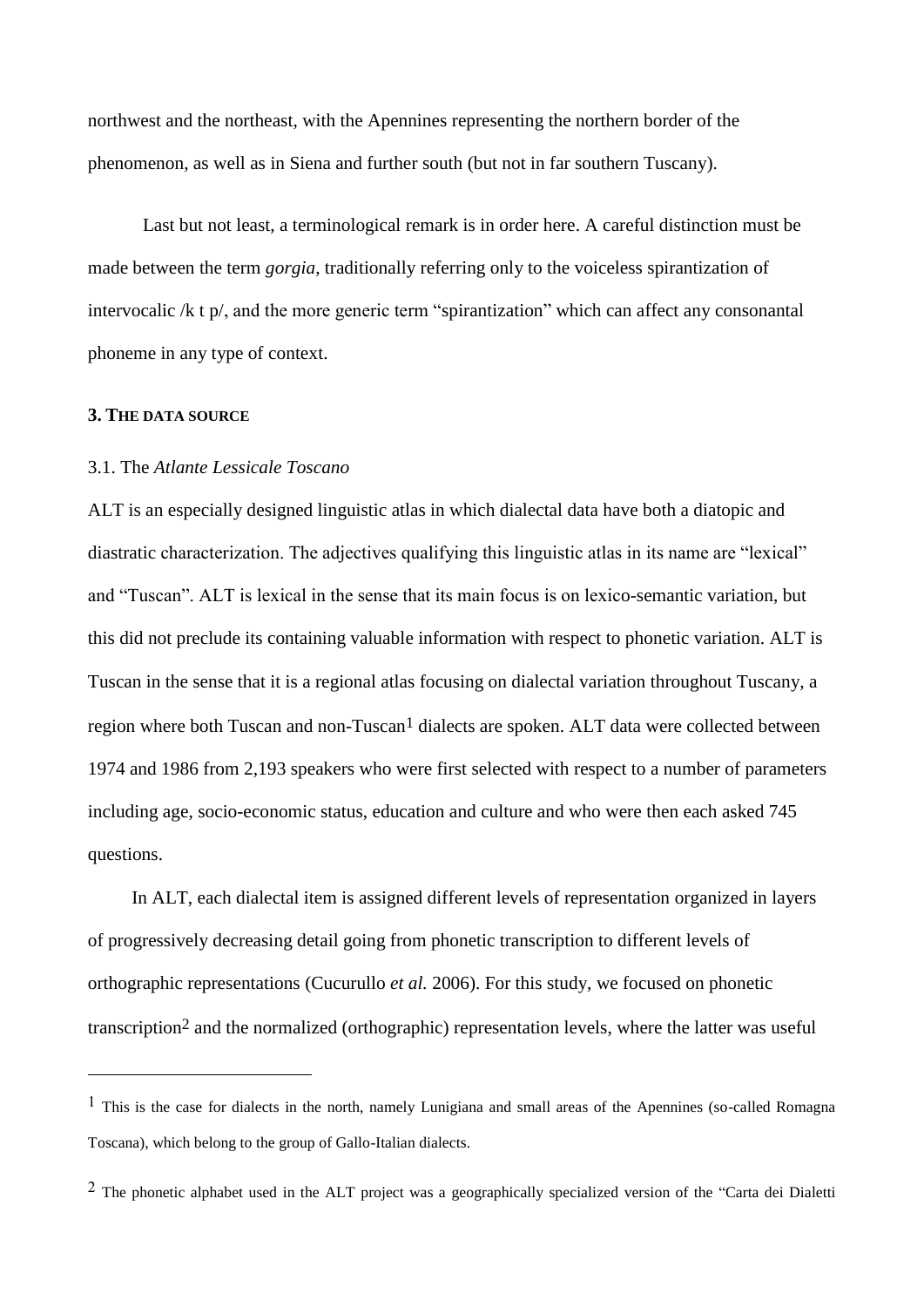northwest and the northeast, with the Apennines representing the northern border of the phenomenon, as well as in Siena and further south (but not in far southern Tuscany).

Last but not least, a terminological remark is in order here. A careful distinction must be made between the term *gorgia*, traditionally referring only to the voiceless spirantization of intervocalic /k t p/, and the more generic term "spirantization" which can affect any consonantal phoneme in any type of context.

## 3. THE DATA SOURCE

### 3.1. The *Atlante Lessicale Toscano*

ALT is an especially designed linguistic atlas in which dialectal data have both a diatopic and diastratic characterization. The adjectives qualifying this linguistic atlas in its name are "lexical" and "Tuscan". ALT is lexical in the sense that its main focus is on lexico-semantic variation, but this did not preclude its containing valuable information with respect to phonetic variation. ALT is Tuscan in the sense that it is a regional atlas focusing on dialectal variation throughout Tuscany, a region where both Tuscan and non-Tuscan[1] dialects are spoken. ALT data were collected between 1974 and 1986 from 2,193 speakers who were first selected with respect to a number of parameters including age, socio-economic status, education and culture and who were then each asked 745 questions.

In ALT, each dialectal item is assigned different levels of representation organized in layers of progressively decreasing detail going from phonetic transcription to different levels of orthographic representations (Cucurullo *et al.* 2006). For this study, we focused on phonetic transcription[2] and the normalized (orthographic) representation levels, where the latter was useful

---

[1] This is the case for dialects in the north, namely Lunigiana and small areas of the Apennines (so-called Romagna Toscana), which belong to the group of Gallo-Italian dialects.

[2] The phonetic alphabet used in the ALT project was a geographically specialized version of the "Carta dei Dialetti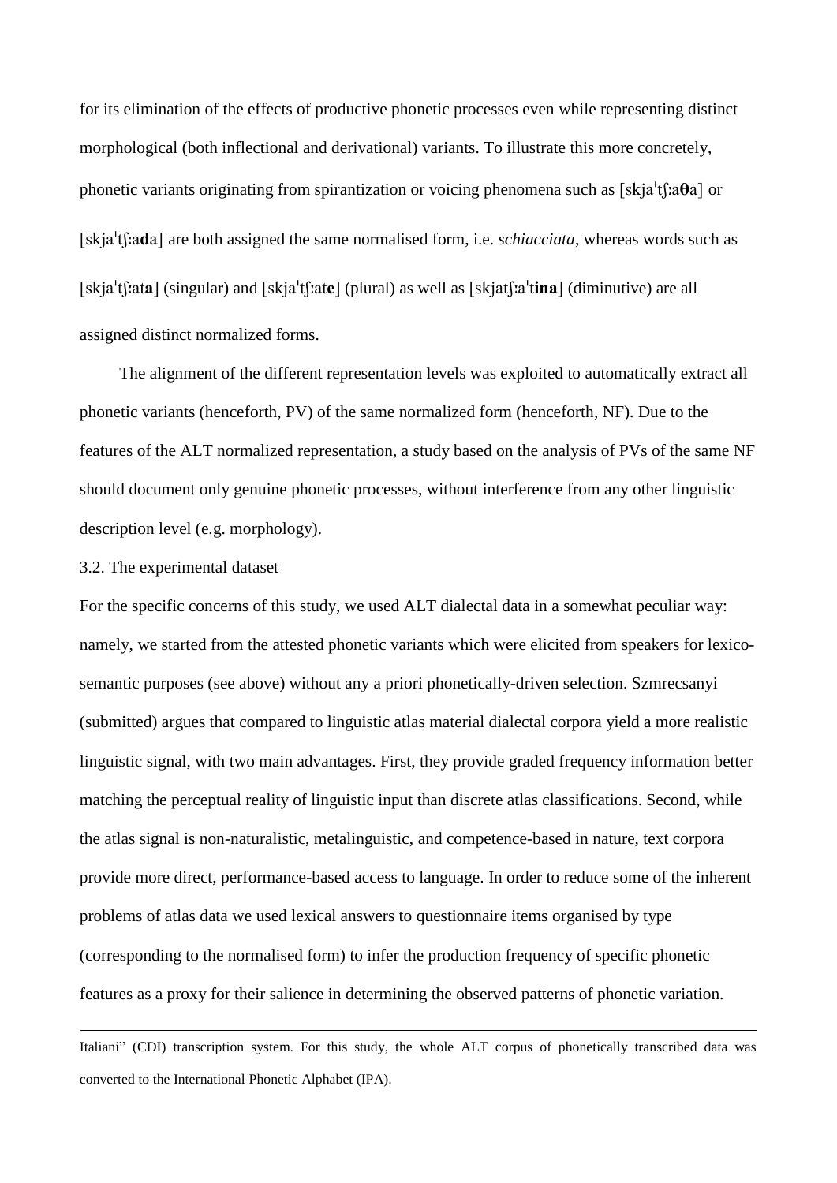for its elimination of the effects of productive phonetic processes even while representing distinct morphological (both inflectional and derivational) variants. To illustrate this more concretely, phonetic variants originating from spirantization or voicing phenomena such as [skjaˈtʃːa**θ**a] or [skjaˈtʃːa**d**a] are both assigned the same normalised form, i.e. *schiacciata*, whereas words such as [skjaˈtʃːat**a**] (singular) and [skjaˈtʃːat**e**] (plural) as well as [skjatʃːaˈ**tina**] (diminutive) are all assigned distinct normalized forms.

The alignment of the different representation levels was exploited to automatically extract all phonetic variants (henceforth, PV) of the same normalized form (henceforth, NF). Due to the features of the ALT normalized representation, a study based on the analysis of PVs of the same NF should document only genuine phonetic processes, without interference from any other linguistic description level (e.g. morphology).

## 3.2. The experimental dataset

For the specific concerns of this study, we used ALT dialectal data in a somewhat peculiar way: namely, we started from the attested phonetic variants which were elicited from speakers for lexico-semantic purposes (see above) without any a priori phonetically-driven selection. Szmrecsanyi (submitted) argues that compared to linguistic atlas material dialectal corpora yield a more realistic linguistic signal, with two main advantages. First, they provide graded frequency information better matching the perceptual reality of linguistic input than discrete atlas classifications. Second, while the atlas signal is non-naturalistic, metalinguistic, and competence-based in nature, text corpora provide more direct, performance-based access to language. In order to reduce some of the inherent problems of atlas data we used lexical answers to questionnaire items organised by type (corresponding to the normalised form) to infer the production frequency of specific phonetic features as a proxy for their salience in determining the observed patterns of phonetic variation.

---

Italiani" (CDI) transcription system. For this study, the whole ALT corpus of phonetically transcribed data was converted to the International Phonetic Alphabet (IPA).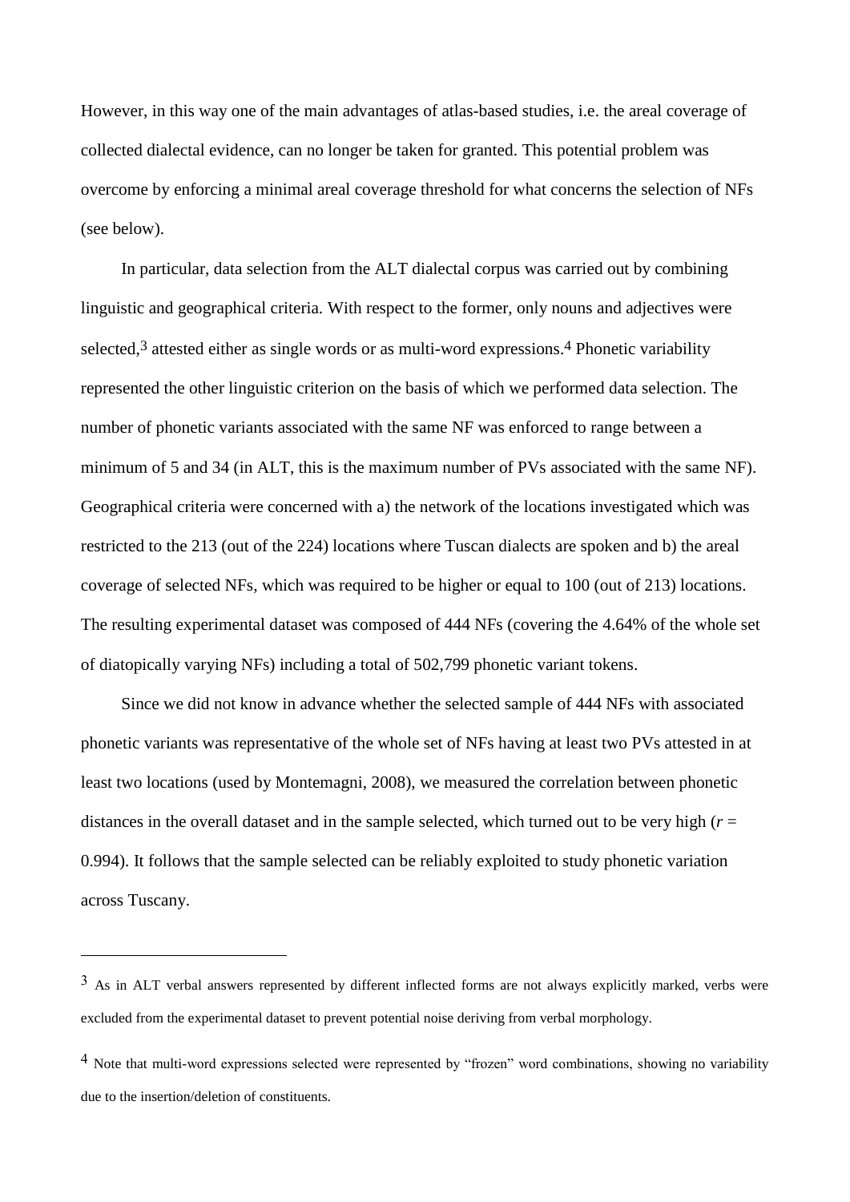However, in this way one of the main advantages of atlas-based studies, i.e. the areal coverage of collected dialectal evidence, can no longer be taken for granted. This potential problem was overcome by enforcing a minimal areal coverage threshold for what concerns the selection of NFs (see below).

In particular, data selection from the ALT dialectal corpus was carried out by combining linguistic and geographical criteria. With respect to the former, only nouns and adjectives were selected,[3] attested either as single words or as multi-word expressions.[4] Phonetic variability represented the other linguistic criterion on the basis of which we performed data selection. The number of phonetic variants associated with the same NF was enforced to range between a minimum of 5 and 34 (in ALT, this is the maximum number of PVs associated with the same NF). Geographical criteria were concerned with a) the network of the locations investigated which was restricted to the 213 (out of the 224) locations where Tuscan dialects are spoken and b) the areal coverage of selected NFs, which was required to be higher or equal to 100 (out of 213) locations. The resulting experimental dataset was composed of 444 NFs (covering the 4.64% of the whole set of diatopically varying NFs) including a total of 502,799 phonetic variant tokens.

Since we did not know in advance whether the selected sample of 444 NFs with associated phonetic variants was representative of the whole set of NFs having at least two PVs attested in at least two locations (used by Montemagni, 2008), we measured the correlation between phonetic distances in the overall dataset and in the sample selected, which turned out to be very high ($r$ = 0.994). It follows that the sample selected can be reliably exploited to study phonetic variation across Tuscany.

---

[3] As in ALT verbal answers represented by different inflected forms are not always explicitly marked, verbs were excluded from the experimental dataset to prevent potential noise deriving from verbal morphology.

[4] Note that multi-word expressions selected were represented by "frozen" word combinations, showing no variability due to the insertion/deletion of constituents.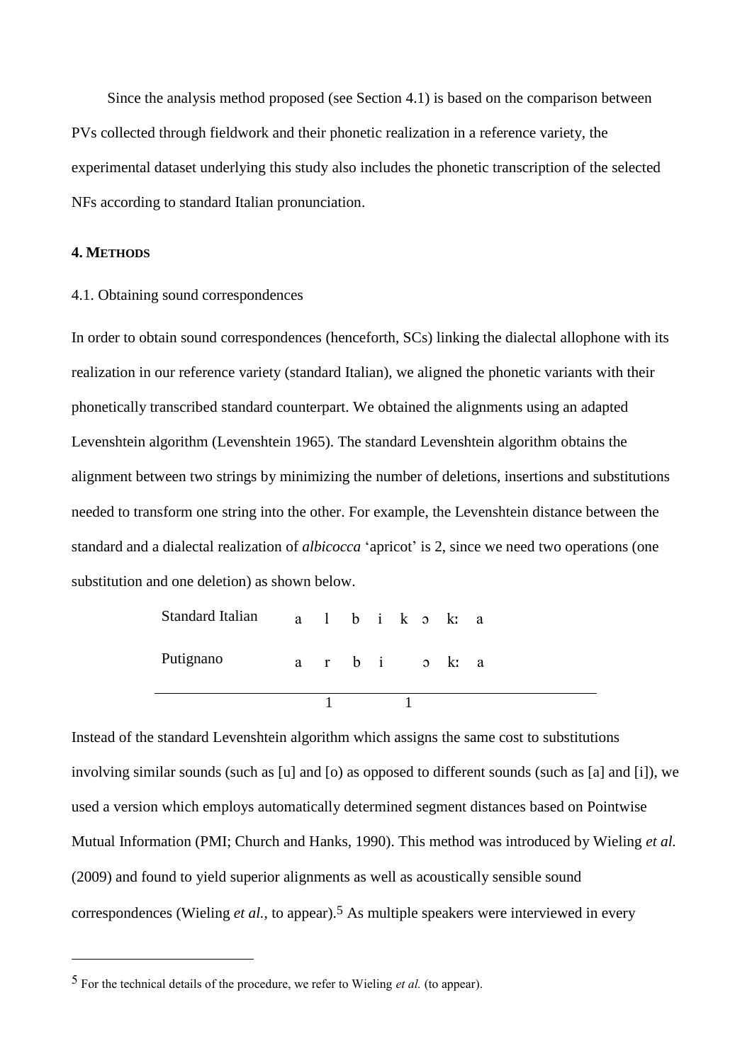Since the analysis method proposed (see Section 4.1) is based on the comparison between PVs collected through fieldwork and their phonetic realization in a reference variety, the experimental dataset underlying this study also includes the phonetic transcription of the selected NFs according to standard Italian pronunciation.

## 4. METHODS

### 4.1. Obtaining sound correspondences

In order to obtain sound correspondences (henceforth, SCs) linking the dialectal allophone with its realization in our reference variety (standard Italian), we aligned the phonetic variants with their phonetically transcribed standard counterpart. We obtained the alignments using an adapted Levenshtein algorithm (Levenshtein 1965). The standard Levenshtein algorithm obtains the alignment between two strings by minimizing the number of deletions, insertions and substitutions needed to transform one string into the other. For example, the Levenshtein distance between the standard and a dialectal realization of *albicocca* 'apricot' is 2, since we need two operations (one substitution and one deletion) as shown below.

| | | | | | | | | |
|---|---|---|---|---|---|---|---|---|
| Standard Italian | a | l | b | i | k | ɔ | kː | a |
| Putignano | a | r | b | i | | ɔ | kː | a |
| | | 1 | | | 1 | | | |

Instead of the standard Levenshtein algorithm which assigns the same cost to substitutions involving similar sounds (such as [u] and [o) as opposed to different sounds (such as [a] and [i]), we used a version which employs automatically determined segment distances based on Pointwise Mutual Information (PMI; Church and Hanks, 1990). This method was introduced by Wieling *et al.* (2009) and found to yield superior alignments as well as acoustically sensible sound correspondences (Wieling *et al.*, to appear).[5] As multiple speakers were interviewed in every

[5] For the technical details of the procedure, we refer to Wieling *et al.* (to appear).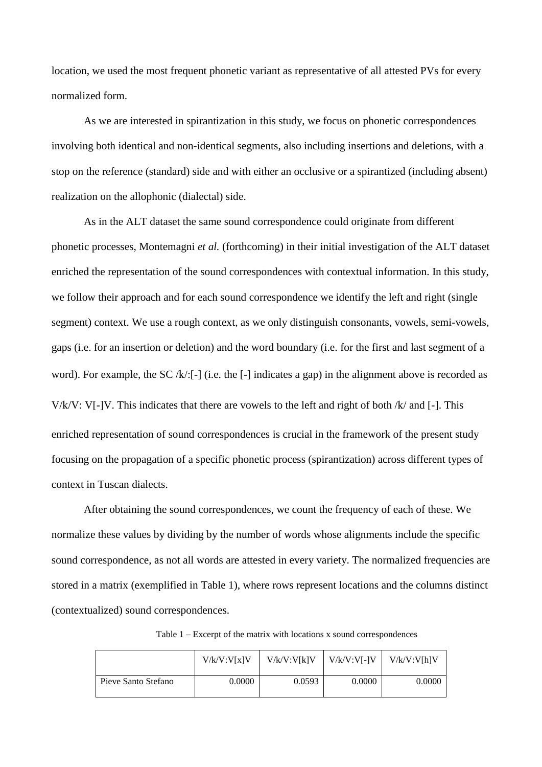location, we used the most frequent phonetic variant as representative of all attested PVs for every normalized form.

As we are interested in spirantization in this study, we focus on phonetic correspondences involving both identical and non-identical segments, also including insertions and deletions, with a stop on the reference (standard) side and with either an occlusive or a spirantized (including absent) realization on the allophonic (dialectal) side.

As in the ALT dataset the same sound correspondence could originate from different phonetic processes, Montemagni *et al.* (forthcoming) in their initial investigation of the ALT dataset enriched the representation of the sound correspondences with contextual information. In this study, we follow their approach and for each sound correspondence we identify the left and right (single segment) context. We use a rough context, as we only distinguish consonants, vowels, semi-vowels, gaps (i.e. for an insertion or deletion) and the word boundary (i.e. for the first and last segment of a word). For example, the SC /k/:[-] (i.e. the [-] indicates a gap) in the alignment above is recorded as V/k/V: V[-]V. This indicates that there are vowels to the left and right of both /k/ and [-]. This enriched representation of sound correspondences is crucial in the framework of the present study focusing on the propagation of a specific phonetic process (spirantization) across different types of context in Tuscan dialects.

After obtaining the sound correspondences, we count the frequency of each of these. We normalize these values by dividing by the number of words whose alignments include the specific sound correspondence, as not all words are attested in every variety. The normalized frequencies are stored in a matrix (exemplified in Table 1), where rows represent locations and the columns distinct (contextualized) sound correspondences.

Table 1 – Excerpt of the matrix with locations x sound correspondences

| | V/k/V:V[x]V | V/k/V:V[k]V | V/k/V:V[-]V | V/k/V:V[h]V |
|---|---:|---:|---:|---:|
| Pieve Santo Stefano | 0.0000 | 0.0593 | 0.0000 | 0.0000 |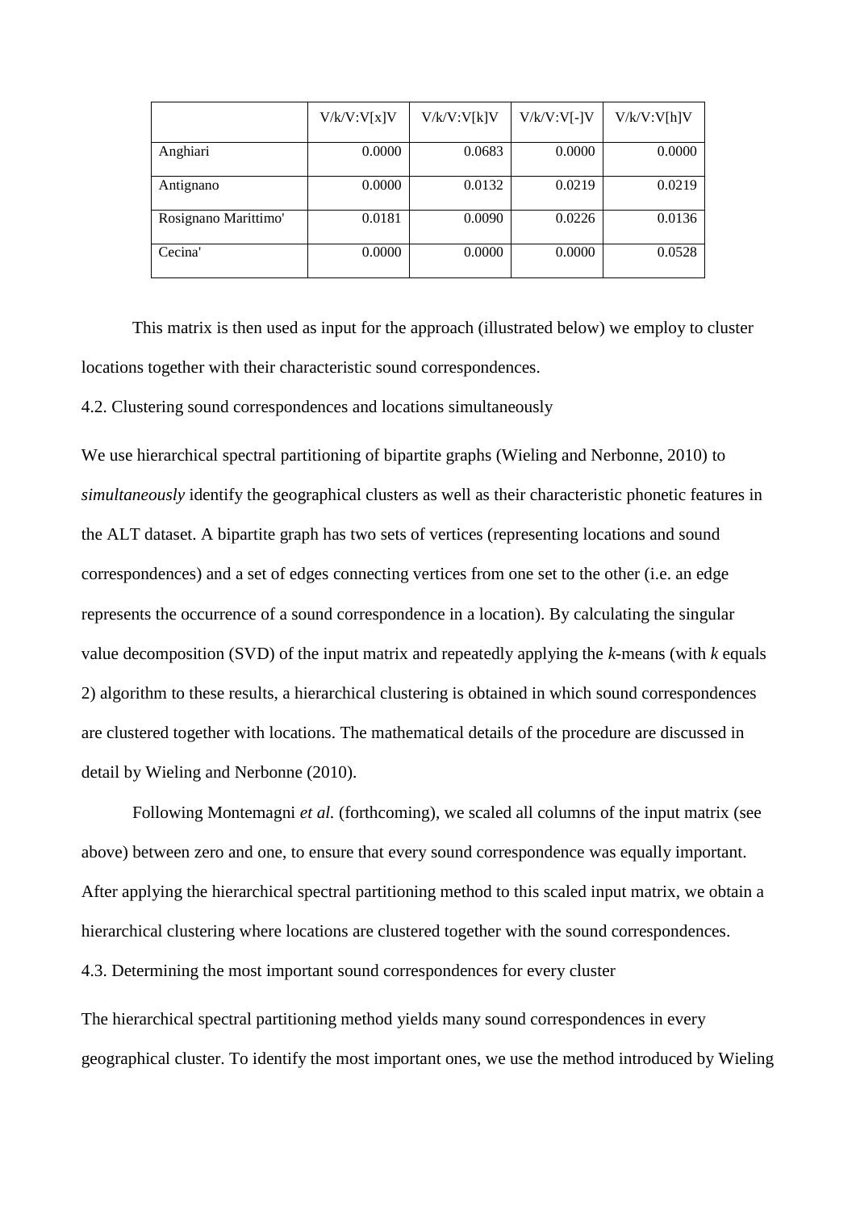| | V/k/V:V[x]V | V/k/V:V[k]V | V/k/V:V[-]V | V/k/V:V[h]V |
|---|---|---|---|---|
| Anghiari | 0.0000 | 0.0683 | 0.0000 | 0.0000 |
| Antignano | 0.0000 | 0.0132 | 0.0219 | 0.0219 |
| Rosignano Marittimo' | 0.0181 | 0.0090 | 0.0226 | 0.0136 |
| Cecina' | 0.0000 | 0.0000 | 0.0000 | 0.0528 |

This matrix is then used as input for the approach (illustrated below) we employ to cluster locations together with their characteristic sound correspondences.

### 4.2. Clustering sound correspondences and locations simultaneously

We use hierarchical spectral partitioning of bipartite graphs (Wieling and Nerbonne, 2010) to *simultaneously* identify the geographical clusters as well as their characteristic phonetic features in the ALT dataset. A bipartite graph has two sets of vertices (representing locations and sound correspondences) and a set of edges connecting vertices from one set to the other (i.e. an edge represents the occurrence of a sound correspondence in a location). By calculating the singular value decomposition (SVD) of the input matrix and repeatedly applying the *k*-means (with *k* equals 2) algorithm to these results, a hierarchical clustering is obtained in which sound correspondences are clustered together with locations. The mathematical details of the procedure are discussed in detail by Wieling and Nerbonne (2010).

Following Montemagni *et al.* (forthcoming), we scaled all columns of the input matrix (see above) between zero and one, to ensure that every sound correspondence was equally important. After applying the hierarchical spectral partitioning method to this scaled input matrix, we obtain a hierarchical clustering where locations are clustered together with the sound correspondences.

### 4.3. Determining the most important sound correspondences for every cluster

The hierarchical spectral partitioning method yields many sound correspondences in every geographical cluster. To identify the most important ones, we use the method introduced by Wieling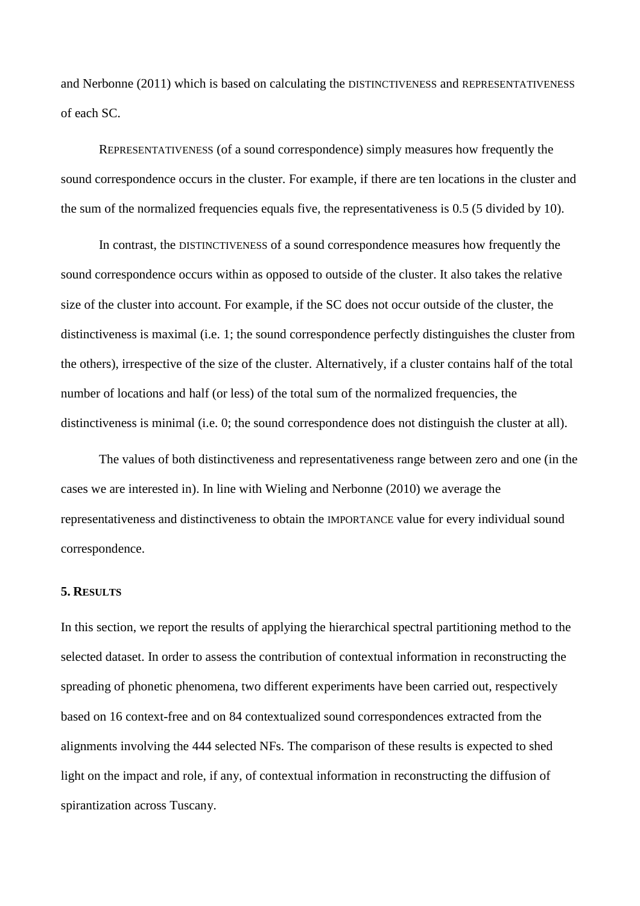and Nerbonne (2011) which is based on calculating the DISTINCTIVENESS and REPRESENTATIVENESS of each SC.

REPRESENTATIVENESS (of a sound correspondence) simply measures how frequently the sound correspondence occurs in the cluster. For example, if there are ten locations in the cluster and the sum of the normalized frequencies equals five, the representativeness is 0.5 (5 divided by 10).

In contrast, the DISTINCTIVENESS of a sound correspondence measures how frequently the sound correspondence occurs within as opposed to outside of the cluster. It also takes the relative size of the cluster into account. For example, if the SC does not occur outside of the cluster, the distinctiveness is maximal (i.e. 1; the sound correspondence perfectly distinguishes the cluster from the others), irrespective of the size of the cluster. Alternatively, if a cluster contains half of the total number of locations and half (or less) of the total sum of the normalized frequencies, the distinctiveness is minimal (i.e. 0; the sound correspondence does not distinguish the cluster at all).

The values of both distinctiveness and representativeness range between zero and one (in the cases we are interested in). In line with Wieling and Nerbonne (2010) we average the representativeness and distinctiveness to obtain the IMPORTANCE value for every individual sound correspondence.

## 5. RESULTS

In this section, we report the results of applying the hierarchical spectral partitioning method to the selected dataset. In order to assess the contribution of contextual information in reconstructing the spreading of phonetic phenomena, two different experiments have been carried out, respectively based on 16 context-free and on 84 contextualized sound correspondences extracted from the alignments involving the 444 selected NFs. The comparison of these results is expected to shed light on the impact and role, if any, of contextual information in reconstructing the diffusion of spirantization across Tuscany.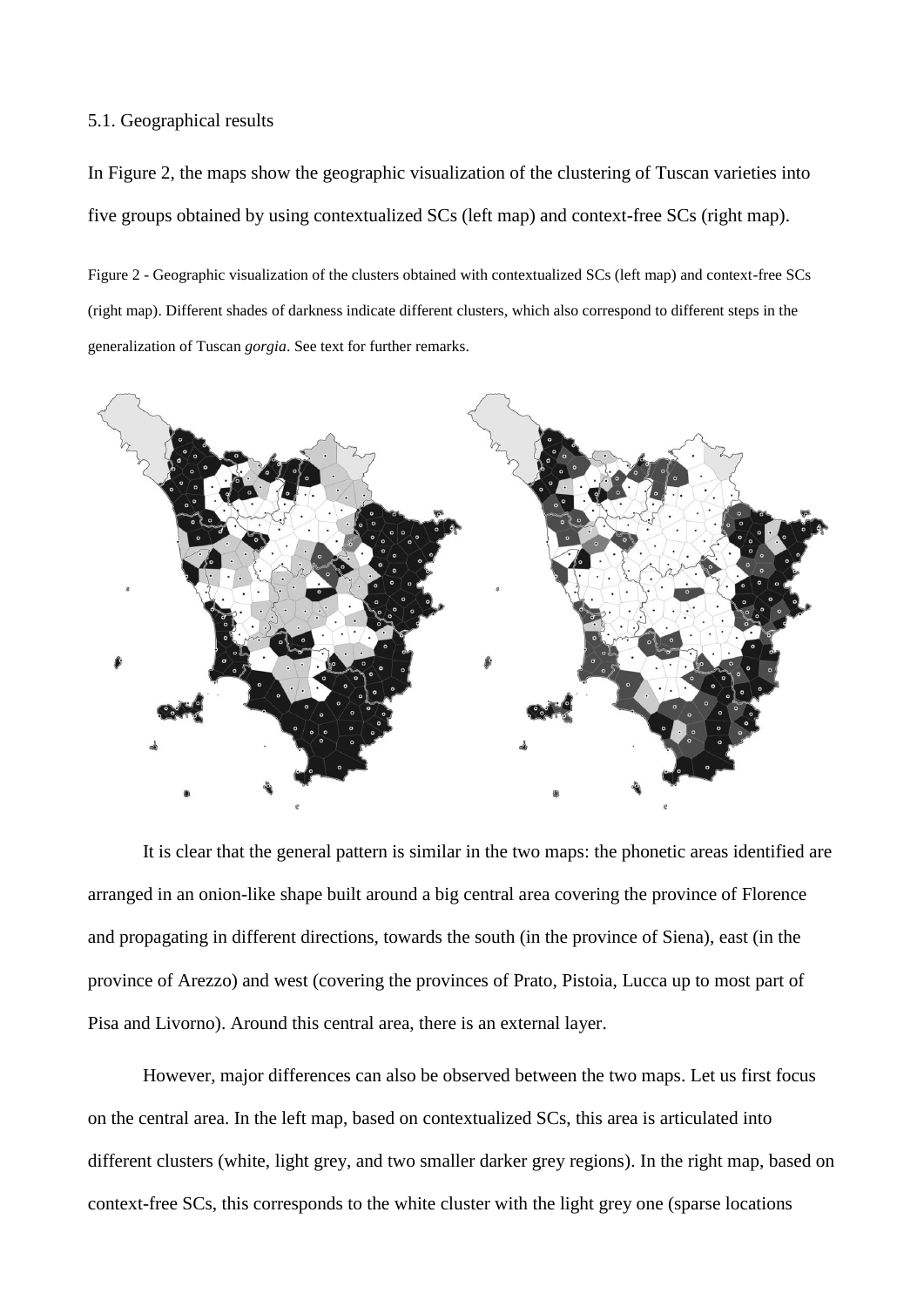5.1. Geographical results

In Figure 2, the maps show the geographic visualization of the clustering of Tuscan varieties into five groups obtained by using contextualized SCs (left map) and context-free SCs (right map).

Figure 2 - Geographic visualization of the clusters obtained with contextualized SCs (left map) and context-free SCs (right map). Different shades of darkness indicate different clusters, which also correspond to different steps in the generalization of Tuscan *gorgia*. See text for further remarks.

It is clear that the general pattern is similar in the two maps: the phonetic areas identified are arranged in an onion-like shape built around a big central area covering the province of Florence and propagating in different directions, towards the south (in the province of Siena), east (in the province of Arezzo) and west (covering the provinces of Prato, Pistoia, Lucca up to most part of Pisa and Livorno). Around this central area, there is an external layer.

However, major differences can also be observed between the two maps. Let us first focus on the central area. In the left map, based on contextualized SCs, this area is articulated into different clusters (white, light grey, and two smaller darker grey regions). In the right map, based on context-free SCs, this corresponds to the white cluster with the light grey one (sparse locations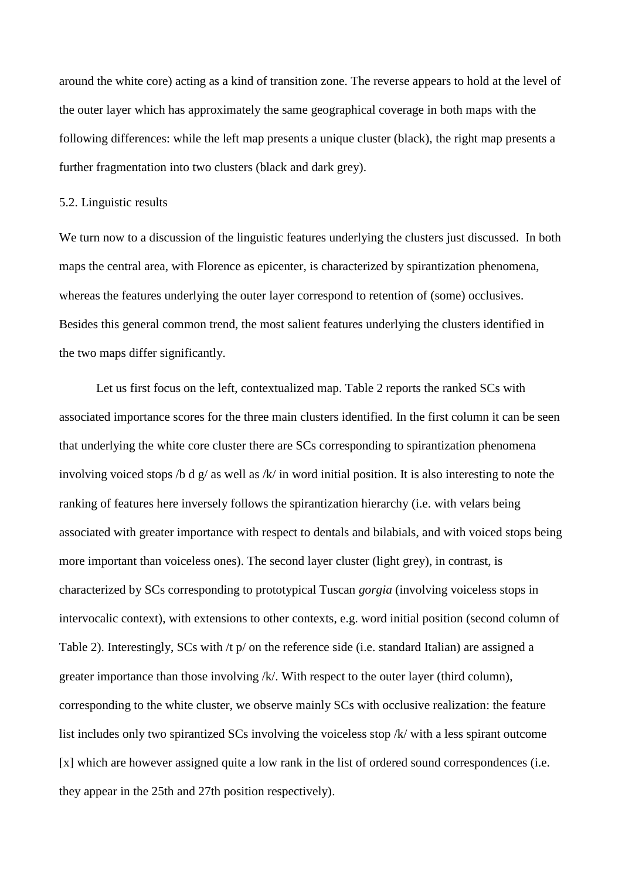around the white core) acting as a kind of transition zone. The reverse appears to hold at the level of the outer layer which has approximately the same geographical coverage in both maps with the following differences: while the left map presents a unique cluster (black), the right map presents a further fragmentation into two clusters (black and dark grey).

## 5.2. Linguistic results

We turn now to a discussion of the linguistic features underlying the clusters just discussed. In both maps the central area, with Florence as epicenter, is characterized by spirantization phenomena, whereas the features underlying the outer layer correspond to retention of (some) occlusives. Besides this general common trend, the most salient features underlying the clusters identified in the two maps differ significantly.

Let us first focus on the left, contextualized map. Table 2 reports the ranked SCs with associated importance scores for the three main clusters identified. In the first column it can be seen that underlying the white core cluster there are SCs corresponding to spirantization phenomena involving voiced stops /b d g/ as well as /k/ in word initial position. It is also interesting to note the ranking of features here inversely follows the spirantization hierarchy (i.e. with velars being associated with greater importance with respect to dentals and bilabials, and with voiced stops being more important than voiceless ones). The second layer cluster (light grey), in contrast, is characterized by SCs corresponding to prototypical Tuscan *gorgia* (involving voiceless stops in intervocalic context), with extensions to other contexts, e.g. word initial position (second column of Table 2). Interestingly, SCs with /t p/ on the reference side (i.e. standard Italian) are assigned a greater importance than those involving /k/. With respect to the outer layer (third column), corresponding to the white cluster, we observe mainly SCs with occlusive realization: the feature list includes only two spirantized SCs involving the voiceless stop /k/ with a less spirant outcome [x] which are however assigned quite a low rank in the list of ordered sound correspondences (i.e. they appear in the 25th and 27th position respectively).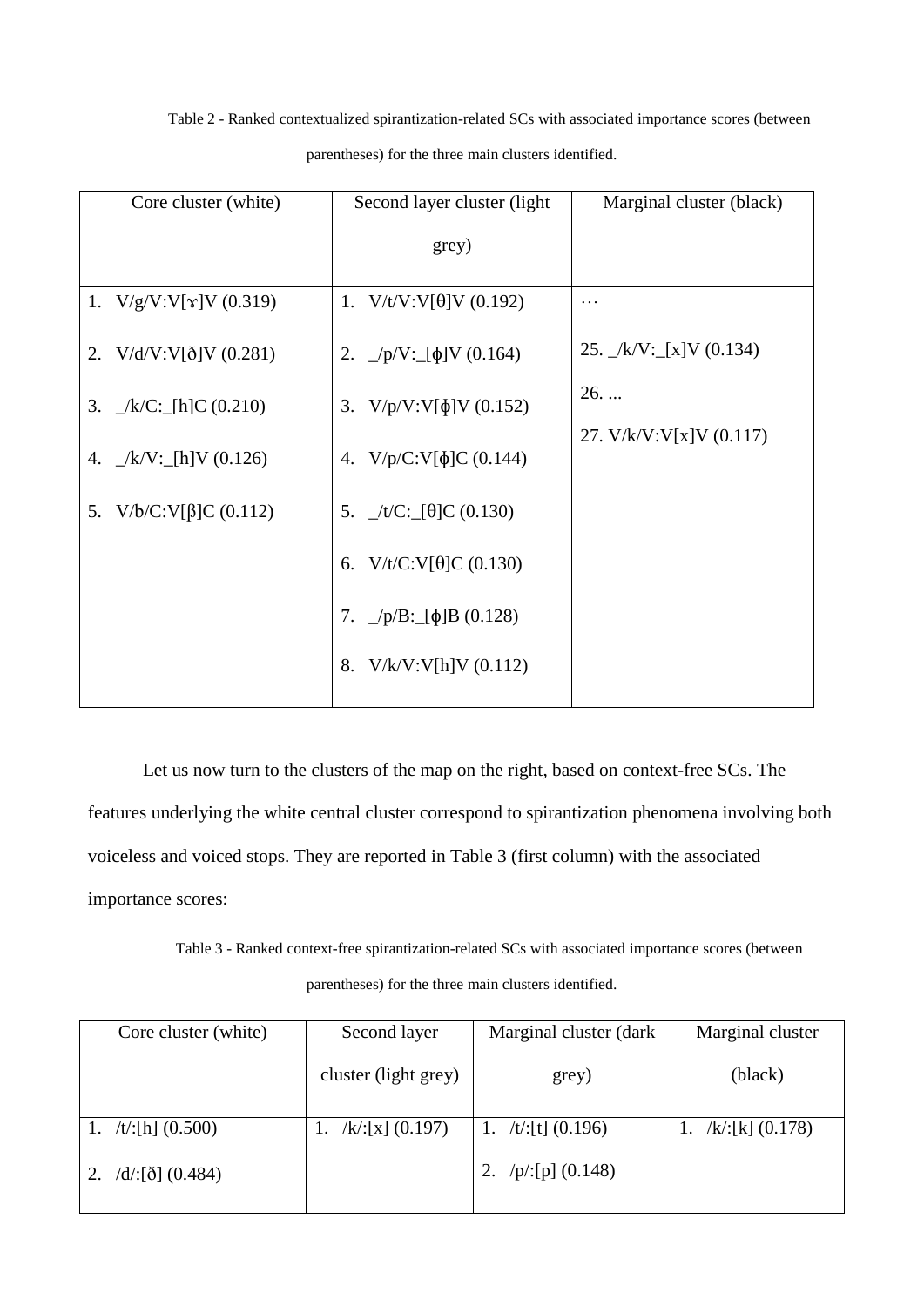Table 2 - Ranked contextualized spirantization-related SCs with associated importance scores (between parentheses) for the three main clusters identified.

| Core cluster (white) | Second layer cluster (light grey) | Marginal cluster (black) |
|---|---|---|
| 1. V/g/V:V[ɣ]V (0.319) | 1. V/t/V:V[θ]V (0.192) | … |
| 2. V/d/V:V[ð]V (0.281) | 2. _/p/V:_[ɸ]V (0.164) | 25. _/k/V:_[x]V (0.134) |
| 3. _/k/C:_[h]C (0.210) | 3. V/p/V:V[ɸ]V (0.152) | 26. ... |
| 4. _/k/V:_[h]V (0.126) | 4. V/p/C:V[ɸ]C (0.144) | 27. V/k/V:V[x]V (0.117) |
| 5. V/b/C:V[β]C (0.112) | 5. _/t/C:_[θ]C (0.130) | |
| | 6. V/t/C:V[θ]C (0.130) | |
| | 7. _/p/B:_[ɸ]B (0.128) | |
| | 8. V/k/V:V[h]V (0.112) | |

Let us now turn to the clusters of the map on the right, based on context-free SCs. The features underlying the white central cluster correspond to spirantization phenomena involving both voiceless and voiced stops. They are reported in Table 3 (first column) with the associated importance scores:

Table 3 - Ranked context-free spirantization-related SCs with associated importance scores (between parentheses) for the three main clusters identified.

| Core cluster (white) | Second layer cluster (light grey) | Marginal cluster (dark grey) | Marginal cluster (black) |
|---|---|---|---|
| 1. /t/:[h] (0.500) | 1. /k/:[x] (0.197) | 1. /t/:[t] (0.196) | 1. /k/:[k] (0.178) |
| 2. /d/:[ð] (0.484) | | 2. /p/:[p] (0.148) | |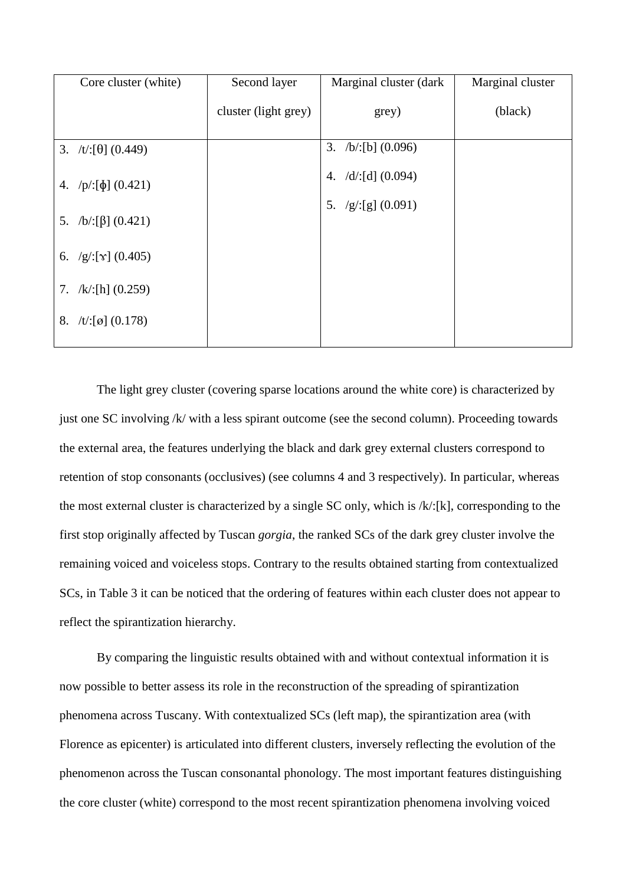| Core cluster (white) | Second layer cluster (light grey) | Marginal cluster (dark grey) | Marginal cluster (black) |
|---|---|---|---|
| 3. /t/:[θ] (0.449)<br>4. /p/:[ɸ] (0.421)<br>5. /b/:[β] (0.421)<br>6. /g/:[ɣ] (0.405)<br>7. /k/:[h] (0.259)<br>8. /t/:[ø] (0.178) | | 3. /b/:[b] (0.096)<br>4. /d/:[d] (0.094)<br>5. /g/:[g] (0.091) | |

The light grey cluster (covering sparse locations around the white core) is characterized by just one SC involving /k/ with a less spirant outcome (see the second column). Proceeding towards the external area, the features underlying the black and dark grey external clusters correspond to retention of stop consonants (occlusives) (see columns 4 and 3 respectively). In particular, whereas the most external cluster is characterized by a single SC only, which is /k/:[k], corresponding to the first stop originally affected by Tuscan *gorgia*, the ranked SCs of the dark grey cluster involve the remaining voiced and voiceless stops. Contrary to the results obtained starting from contextualized SCs, in Table 3 it can be noticed that the ordering of features within each cluster does not appear to reflect the spirantization hierarchy.

By comparing the linguistic results obtained with and without contextual information it is now possible to better assess its role in the reconstruction of the spreading of spirantization phenomena across Tuscany. With contextualized SCs (left map), the spirantization area (with Florence as epicenter) is articulated into different clusters, inversely reflecting the evolution of the phenomenon across the Tuscan consonantal phonology. The most important features distinguishing the core cluster (white) correspond to the most recent spirantization phenomena involving voiced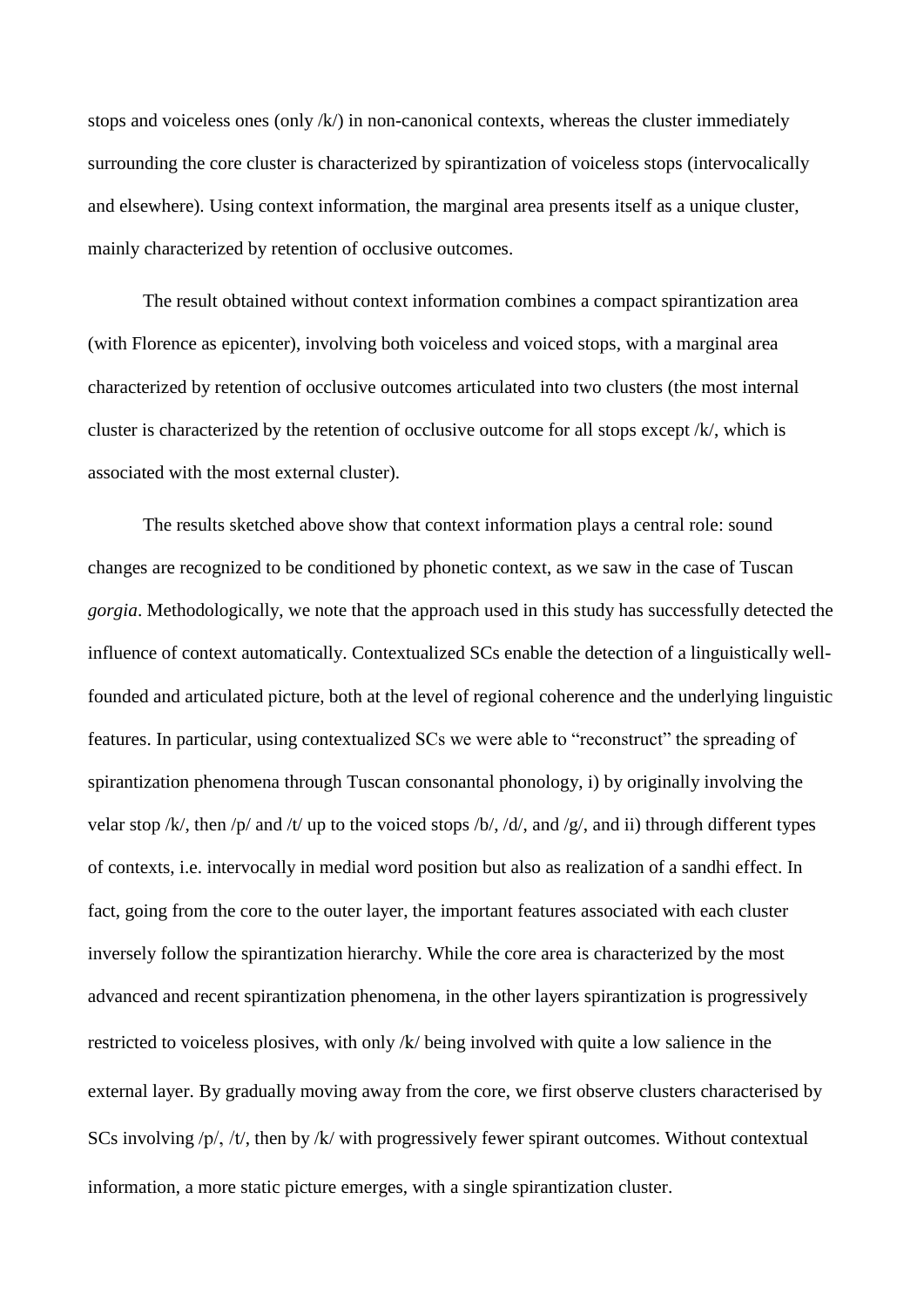stops and voiceless ones (only /k/) in non-canonical contexts, whereas the cluster immediately surrounding the core cluster is characterized by spirantization of voiceless stops (intervocalically and elsewhere). Using context information, the marginal area presents itself as a unique cluster, mainly characterized by retention of occlusive outcomes.

The result obtained without context information combines a compact spirantization area (with Florence as epicenter), involving both voiceless and voiced stops, with a marginal area characterized by retention of occlusive outcomes articulated into two clusters (the most internal cluster is characterized by the retention of occlusive outcome for all stops except /k/, which is associated with the most external cluster).

The results sketched above show that context information plays a central role: sound changes are recognized to be conditioned by phonetic context, as we saw in the case of Tuscan *gorgia*. Methodologically, we note that the approach used in this study has successfully detected the influence of context automatically. Contextualized SCs enable the detection of a linguistically well-founded and articulated picture, both at the level of regional coherence and the underlying linguistic features. In particular, using contextualized SCs we were able to "reconstruct" the spreading of spirantization phenomena through Tuscan consonantal phonology, i) by originally involving the velar stop /k/, then /p/ and /t/ up to the voiced stops /b/, /d/, and /g/, and ii) through different types of contexts, i.e. intervocally in medial word position but also as realization of a sandhi effect. In fact, going from the core to the outer layer, the important features associated with each cluster inversely follow the spirantization hierarchy. While the core area is characterized by the most advanced and recent spirantization phenomena, in the other layers spirantization is progressively restricted to voiceless plosives, with only /k/ being involved with quite a low salience in the external layer. By gradually moving away from the core, we first observe clusters characterised by SCs involving /p/, /t/, then by /k/ with progressively fewer spirant outcomes. Without contextual information, a more static picture emerges, with a single spirantization cluster.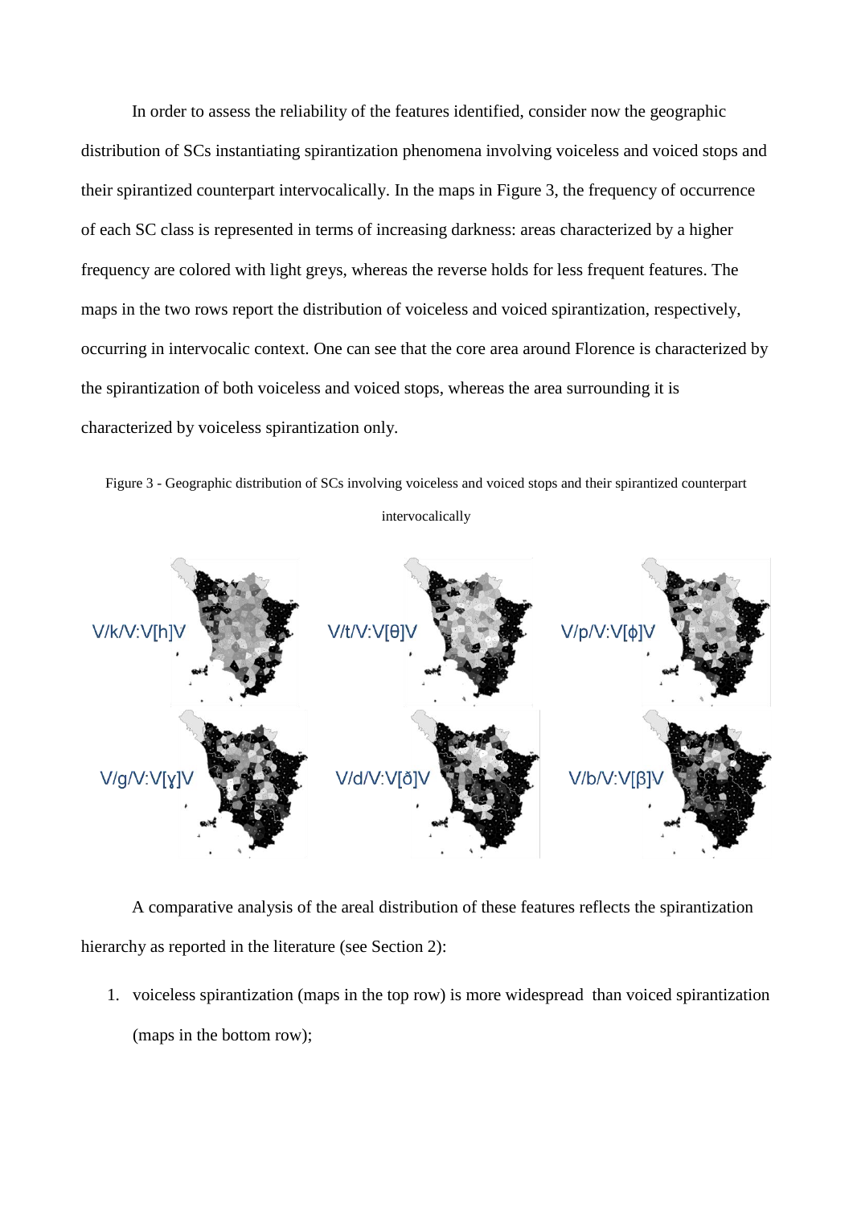In order to assess the reliability of the features identified, consider now the geographic distribution of SCs instantiating spirantization phenomena involving voiceless and voiced stops and their spirantized counterpart intervocalically. In the maps in Figure 3, the frequency of occurrence of each SC class is represented in terms of increasing darkness: areas characterized by a higher frequency are colored with light greys, whereas the reverse holds for less frequent features. The maps in the two rows report the distribution of voiceless and voiced spirantization, respectively, occurring in intervocalic context. One can see that the core area around Florence is characterized by the spirantization of both voiceless and voiced stops, whereas the area surrounding it is characterized by voiceless spirantization only.

Figure 3 - Geographic distribution of SCs involving voiceless and voiced stops and their spirantized counterpart intervocalically

A comparative analysis of the areal distribution of these features reflects the spirantization hierarchy as reported in the literature (see Section 2):

1. voiceless spirantization (maps in the top row) is more widespread than voiced spirantization (maps in the bottom row);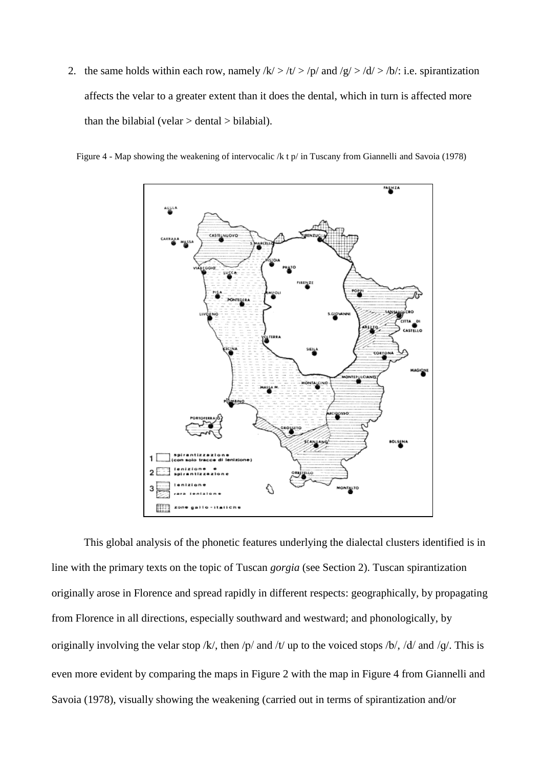2. the same holds within each row, namely /k/ > /t/ > /p/ and /g/ > /d/ > /b/: i.e. spirantization affects the velar to a greater extent than it does the dental, which in turn is affected more than the bilabial (velar > dental > bilabial).

Figure 4 - Map showing the weakening of intervocalic /k t p/ in Tuscany from Giannelli and Savoia (1978)

This global analysis of the phonetic features underlying the dialectal clusters identified is in line with the primary texts on the topic of Tuscan *gorgia* (see Section 2). Tuscan spirantization originally arose in Florence and spread rapidly in different respects: geographically, by propagating from Florence in all directions, especially southward and westward; and phonologically, by originally involving the velar stop /k/, then /p/ and /t/ up to the voiced stops /b/, /d/ and /g/. This is even more evident by comparing the maps in Figure 2 with the map in Figure 4 from Giannelli and Savoia (1978), visually showing the weakening (carried out in terms of spirantization and/or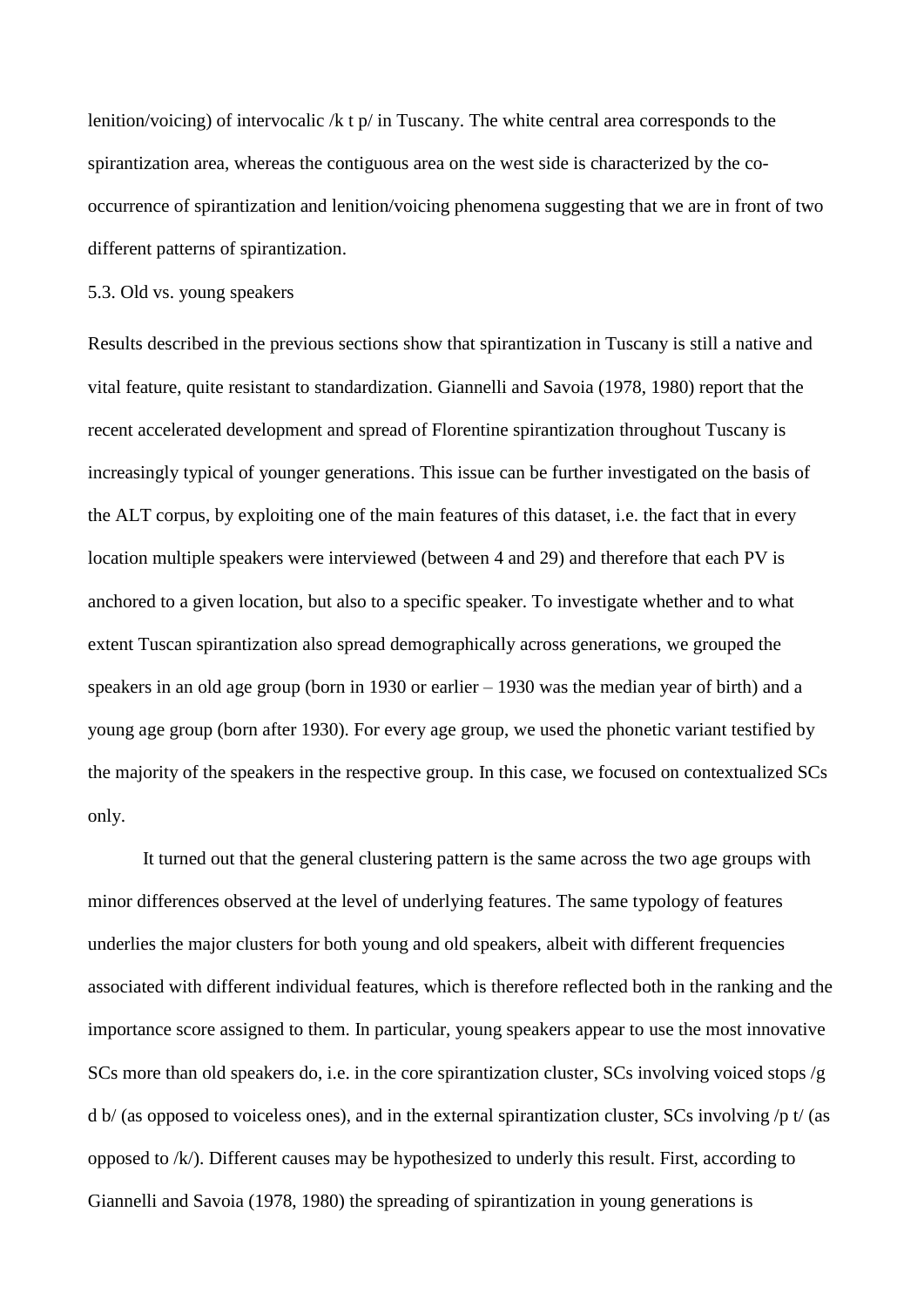lenition/voicing) of intervocalic /k t p/ in Tuscany. The white central area corresponds to the spirantization area, whereas the contiguous area on the west side is characterized by the co-occurrence of spirantization and lenition/voicing phenomena suggesting that we are in front of two different patterns of spirantization.

### 5.3. Old vs. young speakers

Results described in the previous sections show that spirantization in Tuscany is still a native and vital feature, quite resistant to standardization. Giannelli and Savoia (1978, 1980) report that the recent accelerated development and spread of Florentine spirantization throughout Tuscany is increasingly typical of younger generations. This issue can be further investigated on the basis of the ALT corpus, by exploiting one of the main features of this dataset, i.e. the fact that in every location multiple speakers were interviewed (between 4 and 29) and therefore that each PV is anchored to a given location, but also to a specific speaker. To investigate whether and to what extent Tuscan spirantization also spread demographically across generations, we grouped the speakers in an old age group (born in 1930 or earlier – 1930 was the median year of birth) and a young age group (born after 1930). For every age group, we used the phonetic variant testified by the majority of the speakers in the respective group. In this case, we focused on contextualized SCs only.

It turned out that the general clustering pattern is the same across the two age groups with minor differences observed at the level of underlying features. The same typology of features underlies the major clusters for both young and old speakers, albeit with different frequencies associated with different individual features, which is therefore reflected both in the ranking and the importance score assigned to them. In particular, young speakers appear to use the most innovative SCs more than old speakers do, i.e. in the core spirantization cluster, SCs involving voiced stops /g d b/ (as opposed to voiceless ones), and in the external spirantization cluster, SCs involving /p t/ (as opposed to /k/). Different causes may be hypothesized to underly this result. First, according to Giannelli and Savoia (1978, 1980) the spreading of spirantization in young generations is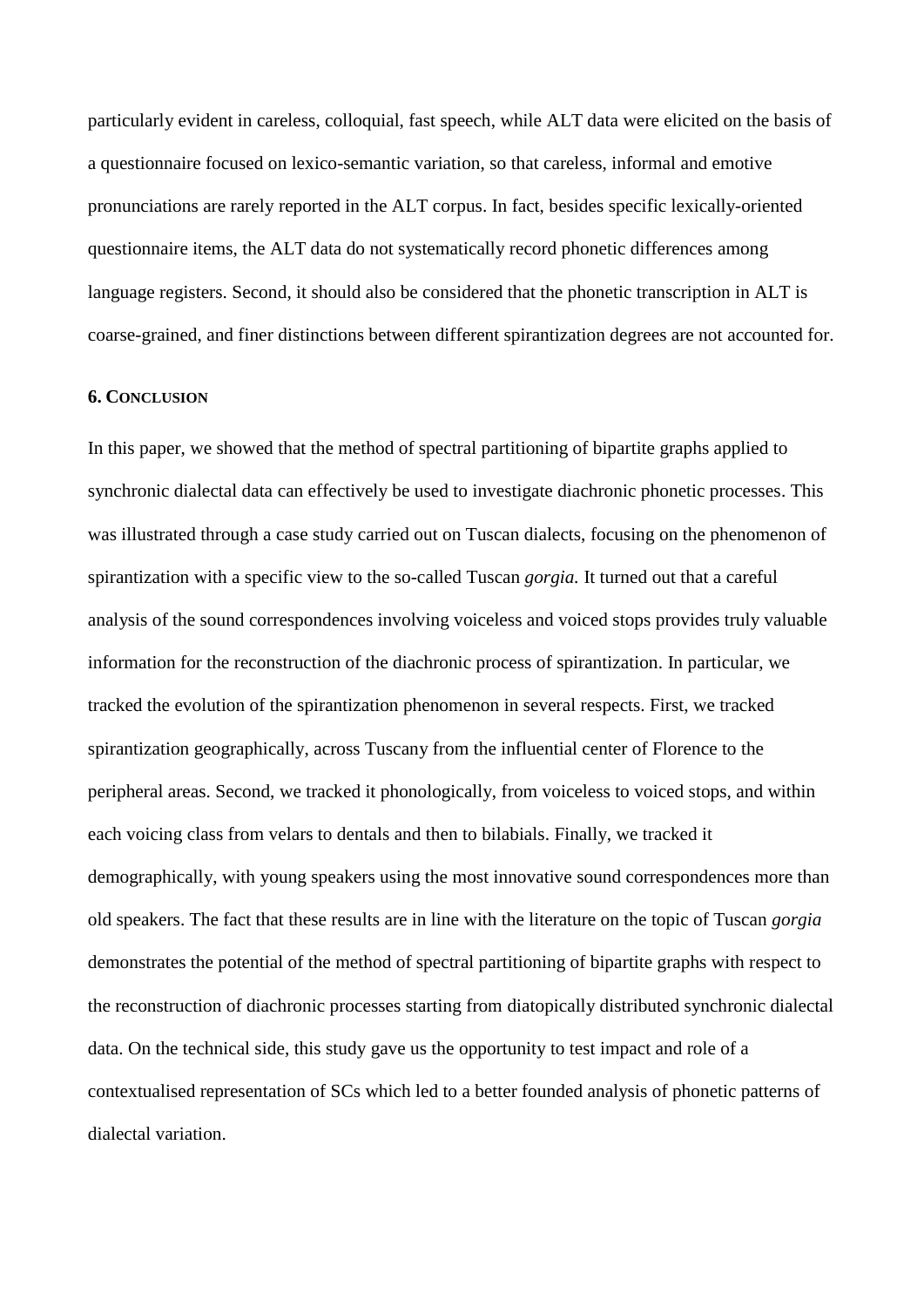particularly evident in careless, colloquial, fast speech, while ALT data were elicited on the basis of a questionnaire focused on lexico-semantic variation, so that careless, informal and emotive pronunciations are rarely reported in the ALT corpus. In fact, besides specific lexically-oriented questionnaire items, the ALT data do not systematically record phonetic differences among language registers. Second, it should also be considered that the phonetic transcription in ALT is coarse-grained, and finer distinctions between different spirantization degrees are not accounted for.

## 6. CONCLUSION

In this paper, we showed that the method of spectral partitioning of bipartite graphs applied to synchronic dialectal data can effectively be used to investigate diachronic phonetic processes. This was illustrated through a case study carried out on Tuscan dialects, focusing on the phenomenon of spirantization with a specific view to the so-called Tuscan *gorgia.* It turned out that a careful analysis of the sound correspondences involving voiceless and voiced stops provides truly valuable information for the reconstruction of the diachronic process of spirantization. In particular, we tracked the evolution of the spirantization phenomenon in several respects. First, we tracked spirantization geographically, across Tuscany from the influential center of Florence to the peripheral areas. Second, we tracked it phonologically, from voiceless to voiced stops, and within each voicing class from velars to dentals and then to bilabials. Finally, we tracked it demographically, with young speakers using the most innovative sound correspondences more than old speakers. The fact that these results are in line with the literature on the topic of Tuscan *gorgia* demonstrates the potential of the method of spectral partitioning of bipartite graphs with respect to the reconstruction of diachronic processes starting from diatopically distributed synchronic dialectal data. On the technical side, this study gave us the opportunity to test impact and role of a contextualised representation of SCs which led to a better founded analysis of phonetic patterns of dialectal variation.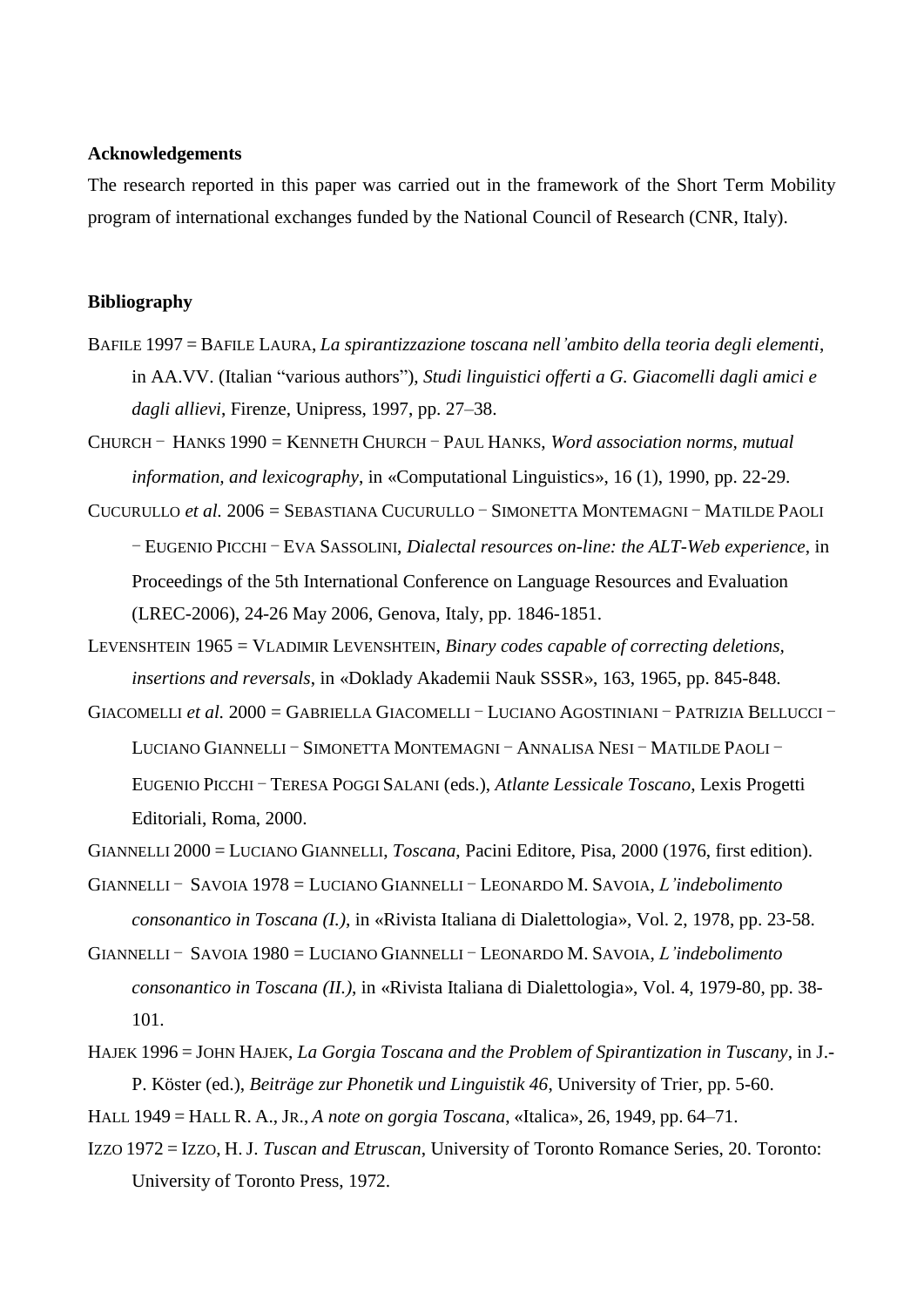**Acknowledgements**

The research reported in this paper was carried out in the framework of the Short Term Mobility program of international exchanges funded by the National Council of Research (CNR, Italy).

**Bibliography**

BAFILE 1997 = BAFILE LAURA, *La spirantizzazione toscana nell'ambito della teoria degli elementi*, in AA.VV. (Italian "various authors"), *Studi linguistici offerti a G. Giacomelli dagli amici e dagli allievi*, Firenze, Unipress, 1997, pp. 27–38.

CHURCH − HANKS 1990 = KENNETH CHURCH − PAUL HANKS, *Word association norms, mutual information, and lexicography*, in «Computational Linguistics», 16 (1), 1990, pp. 22-29.

CUCURULLO *et al.* 2006 = SEBASTIANA CUCURULLO − SIMONETTA MONTEMAGNI − MATILDE PAOLI − EUGENIO PICCHI − EVA SASSOLINI, *Dialectal resources on-line: the ALT-Web experience*, in Proceedings of the 5th International Conference on Language Resources and Evaluation (LREC-2006), 24-26 May 2006, Genova, Italy, pp. 1846-1851.

LEVENSHTEIN 1965 = VLADIMIR LEVENSHTEIN, *Binary codes capable of correcting deletions, insertions and reversals*, in «Doklady Akademii Nauk SSSR», 163, 1965, pp. 845-848.

GIACOMELLI *et al.* 2000 = GABRIELLA GIACOMELLI − LUCIANO AGOSTINIANI − PATRIZIA BELLUCCI − LUCIANO GIANNELLI − SIMONETTA MONTEMAGNI − ANNALISA NESI − MATILDE PAOLI − EUGENIO PICCHI − TERESA POGGI SALANI (eds.), *Atlante Lessicale Toscano*, Lexis Progetti Editoriali, Roma, 2000.

GIANNELLI 2000 = LUCIANO GIANNELLI, *Toscana*, Pacini Editore, Pisa, 2000 (1976, first edition).

GIANNELLI − SAVOIA 1978 = LUCIANO GIANNELLI − LEONARDO M. SAVOIA, *L'indebolimento consonantico in Toscana (I.)*, in «Rivista Italiana di Dialettologia», Vol. 2, 1978, pp. 23-58.

GIANNELLI − SAVOIA 1980 = LUCIANO GIANNELLI − LEONARDO M. SAVOIA, *L'indebolimento consonantico in Toscana (II.)*, in «Rivista Italiana di Dialettologia», Vol. 4, 1979-80, pp. 38-101.

HAJEK 1996 = JOHN HAJEK, *La Gorgia Toscana and the Problem of Spirantization in Tuscany*, in J.-P. Köster (ed.), *Beiträge zur Phonetik und Linguistik 46*, University of Trier, pp. 5-60.

HALL 1949 = HALL R. A., JR., *A note on gorgia Toscana*, «Italica», 26, 1949, pp. 64–71.

IZZO 1972 = IZZO, H. J. *Tuscan and Etruscan*, University of Toronto Romance Series, 20. Toronto: University of Toronto Press, 1972.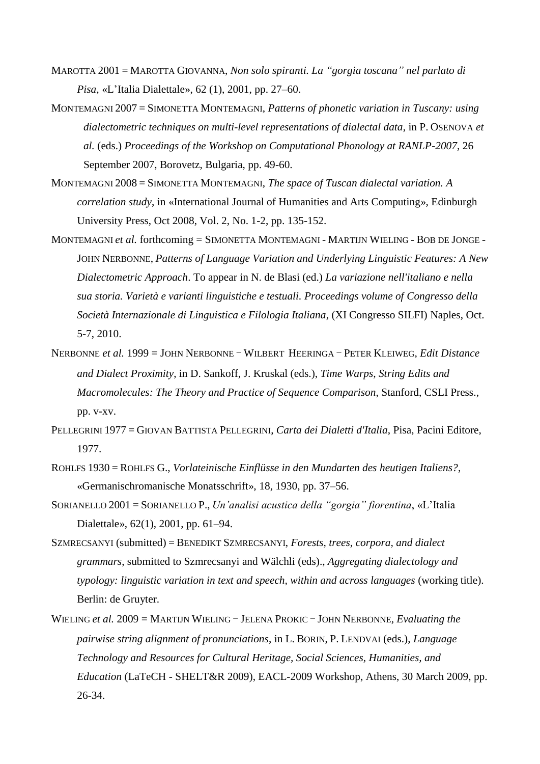MAROTTA 2001 = MAROTTA GIOVANNA, *Non solo spiranti. La "gorgia toscana" nel parlato di Pisa*, «L'Italia Dialettale», 62 (1), 2001, pp. 27–60.

MONTEMAGNI 2007 = SIMONETTA MONTEMAGNI, *Patterns of phonetic variation in Tuscany: using dialectometric techniques on multi-level representations of dialectal data*, in P. OSENOVA *et al.* (eds.) *Proceedings of the Workshop on Computational Phonology at RANLP-2007*, 26 September 2007, Borovetz, Bulgaria, pp. 49-60.

MONTEMAGNI 2008 = SIMONETTA MONTEMAGNI, *The space of Tuscan dialectal variation. A correlation study*, in «International Journal of Humanities and Arts Computing», Edinburgh University Press, Oct 2008, Vol. 2, No. 1-2, pp. 135-152.

MONTEMAGNI *et al.* forthcoming = SIMONETTA MONTEMAGNI - MARTIJN WIELING - BOB DE JONGE - JOHN NERBONNE, *Patterns of Language Variation and Underlying Linguistic Features: A New Dialectometric Approach*. To appear in N. de Blasi (ed.) *La variazione nell'italiano e nella sua storia. Varietà e varianti linguistiche e testuali. Proceedings volume of Congresso della Società Internazionale di Linguistica e Filologia Italiana*, (XI Congresso SILFI) Naples, Oct. 5-7, 2010.

NERBONNE *et al.* 1999 = JOHN NERBONNE − WILBERT HEERINGA − PETER KLEIWEG, *Edit Distance and Dialect Proximity*, in D. Sankoff, J. Kruskal (eds.), *Time Warps, String Edits and Macromolecules: The Theory and Practice of Sequence Comparison*, Stanford, CSLI Press., pp. v-xv.

PELLEGRINI 1977 = GIOVAN BATTISTA PELLEGRINI, *Carta dei Dialetti d'Italia*, Pisa, Pacini Editore, 1977.

ROHLFS 1930 = ROHLFS G., *Vorlateinische Einflüsse in den Mundarten des heutigen Italiens?*, «Germanischromanische Monatsschrift», 18, 1930, pp. 37–56.

SORIANELLO 2001 = SORIANELLO P., *Un'analisi acustica della "gorgia" fiorentina*, «L'Italia Dialettale», 62(1), 2001, pp. 61–94.

SZMRECSANYI (submitted) = BENEDIKT SZMRECSANYI, *Forests, trees, corpora, and dialect grammars*, submitted to Szmrecsanyi and Wälchli (eds)., *Aggregating dialectology and typology: linguistic variation in text and speech, within and across languages* (working title). Berlin: de Gruyter.

WIELING *et al.* 2009 = MARTIJN WIELING − JELENA PROKIC − JOHN NERBONNE, *Evaluating the pairwise string alignment of pronunciations*, in L. BORIN, P. LENDVAI (eds.), *Language Technology and Resources for Cultural Heritage, Social Sciences, Humanities, and Education* (LaTeCH - SHELT&R 2009), EACL-2009 Workshop, Athens, 30 March 2009, pp. 26-34.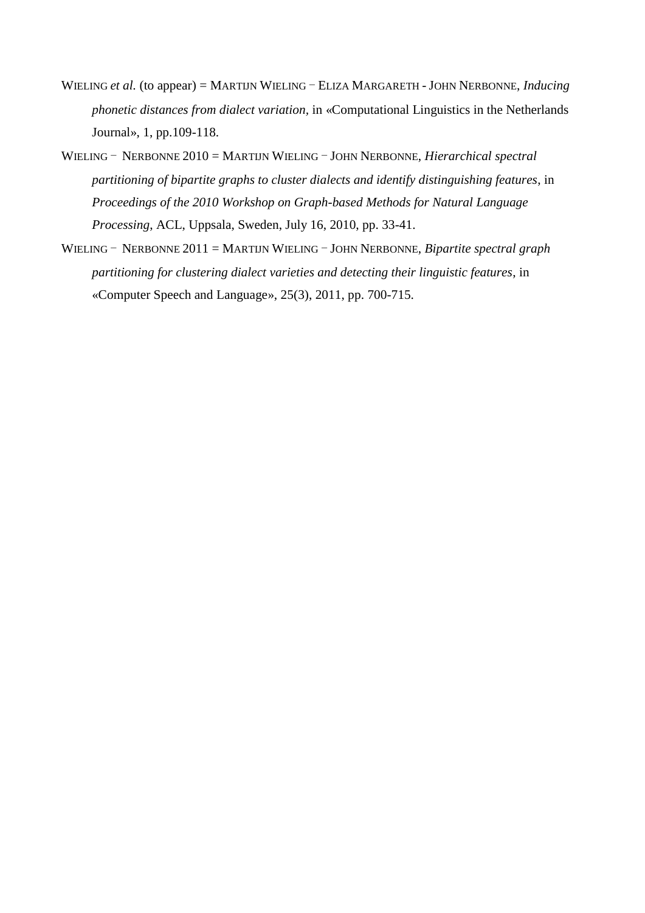WIELING *et al.* (to appear) = MARTIJN WIELING − ELIZA MARGARETH - JOHN NERBONNE, *Inducing phonetic distances from dialect variation*, in «Computational Linguistics in the Netherlands Journal», 1, pp.109-118.

WIELING − NERBONNE 2010 = MARTIJN WIELING − JOHN NERBONNE, *Hierarchical spectral partitioning of bipartite graphs to cluster dialects and identify distinguishing features*, in *Proceedings of the 2010 Workshop on Graph-based Methods for Natural Language Processing*, ACL, Uppsala, Sweden, July 16, 2010, pp. 33-41.

WIELING − NERBONNE 2011 = MARTIJN WIELING − JOHN NERBONNE, *Bipartite spectral graph partitioning for clustering dialect varieties and detecting their linguistic features*, in «Computer Speech and Language», 25(3), 2011, pp. 700-715.